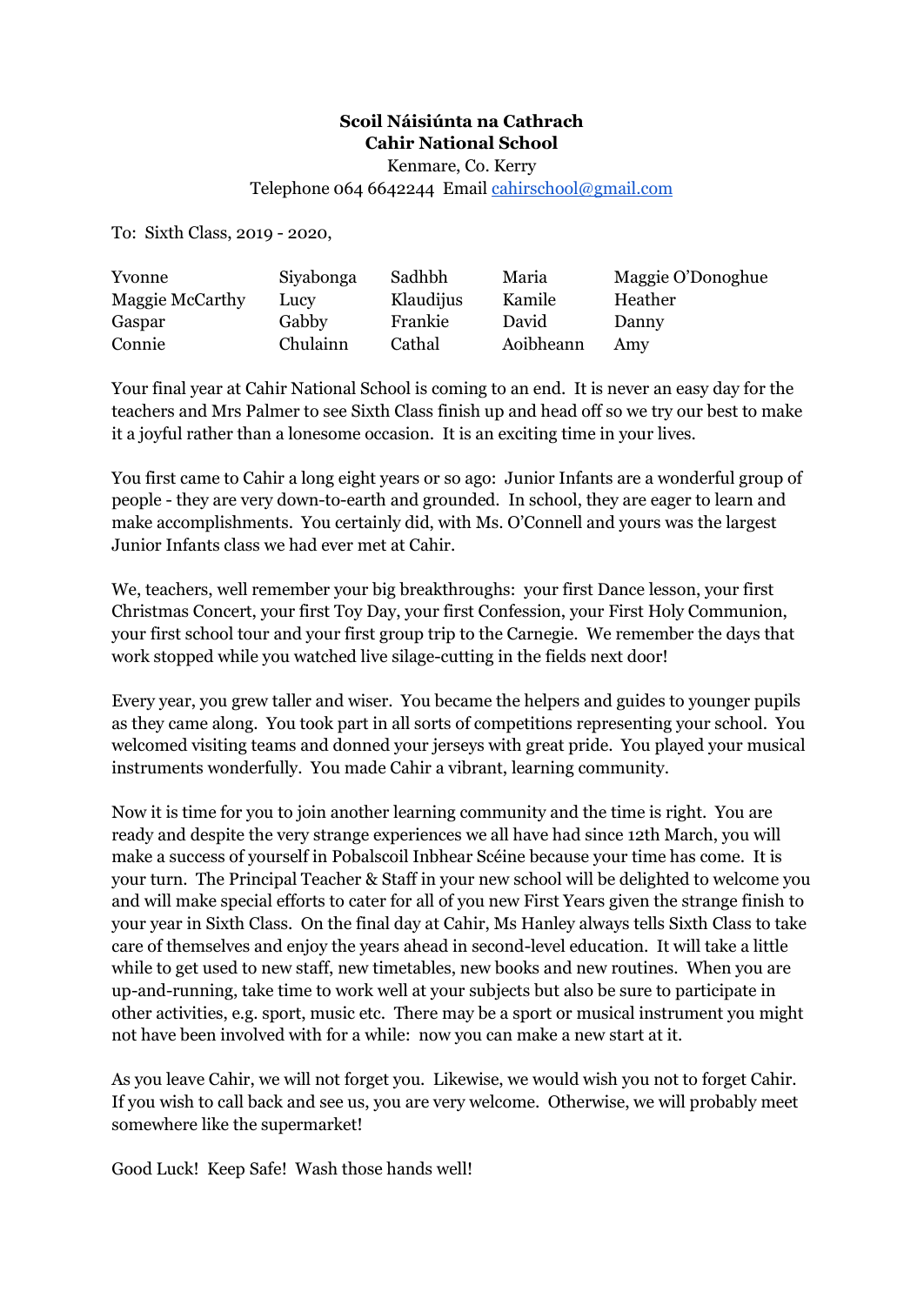**Scoil Náisiúnta na Cathrach**
**Cahir National School**
Kenmare, Co. Kerry
Telephone 064 6642244 Email cahirschool@gmail.com

To: Sixth Class, 2019 - 2020,

| | | | | |
|---|---|---|---|---|
| Yvonne | Siyabonga | Sadhbh | Maria | Maggie O'Donoghue |
| Maggie McCarthy | Lucy | Klaudijus | Kamile | Heather |
| Gaspar | Gabby | Frankie | David | Danny |
| Connie | Chulainn | Cathal | Aoibheann | Amy |

Your final year at Cahir National School is coming to an end. It is never an easy day for the teachers and Mrs Palmer to see Sixth Class finish up and head off so we try our best to make it a joyful rather than a lonesome occasion. It is an exciting time in your lives.

You first came to Cahir a long eight years or so ago: Junior Infants are a wonderful group of people - they are very down-to-earth and grounded. In school, they are eager to learn and make accomplishments. You certainly did, with Ms. O'Connell and yours was the largest Junior Infants class we had ever met at Cahir.

We, teachers, well remember your big breakthroughs: your first Dance lesson, your first Christmas Concert, your first Toy Day, your first Confession, your First Holy Communion, your first school tour and your first group trip to the Carnegie. We remember the days that work stopped while you watched live silage-cutting in the fields next door!

Every year, you grew taller and wiser. You became the helpers and guides to younger pupils as they came along. You took part in all sorts of competitions representing your school. You welcomed visiting teams and donned your jerseys with great pride. You played your musical instruments wonderfully. You made Cahir a vibrant, learning community.

Now it is time for you to join another learning community and the time is right. You are ready and despite the very strange experiences we all have had since 12th March, you will make a success of yourself in Pobalscoil Inbhear Scéine because your time has come. It is your turn. The Principal Teacher & Staff in your new school will be delighted to welcome you and will make special efforts to cater for all of you new First Years given the strange finish to your year in Sixth Class. On the final day at Cahir, Ms Hanley always tells Sixth Class to take care of themselves and enjoy the years ahead in second-level education. It will take a little while to get used to new staff, new timetables, new books and new routines. When you are up-and-running, take time to work well at your subjects but also be sure to participate in other activities, e.g. sport, music etc. There may be a sport or musical instrument you might not have been involved with for a while: now you can make a new start at it.

As you leave Cahir, we will not forget you. Likewise, we would wish you not to forget Cahir. If you wish to call back and see us, you are very welcome. Otherwise, we will probably meet somewhere like the supermarket!

Good Luck! Keep Safe! Wash those hands well!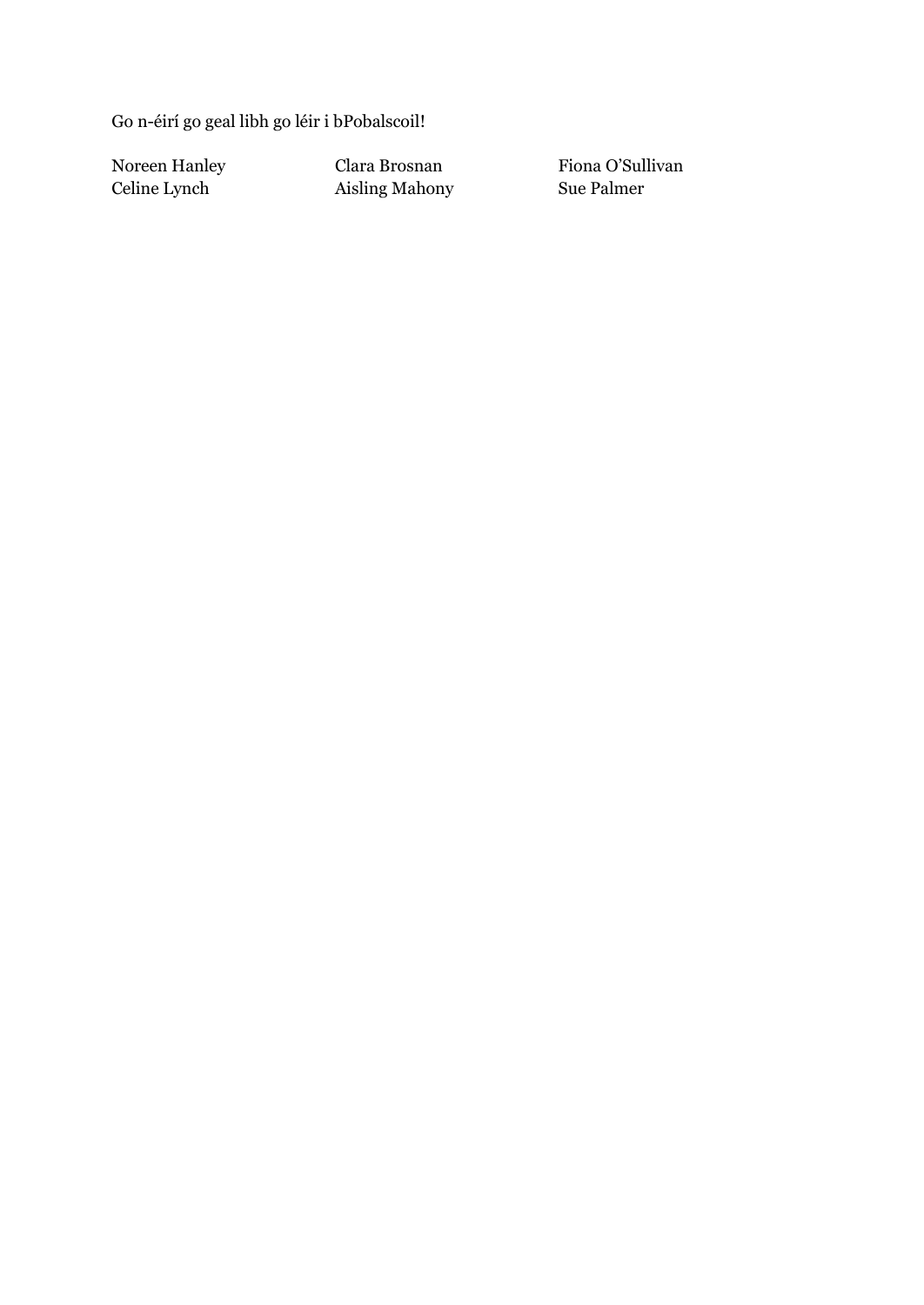Go n-éirí go geal libh go léir i bPobalscoil!

| | | |
|---|---|---|
| Noreen Hanley | Clara Brosnan | Fiona O'Sullivan |
| Celine Lynch | Aisling Mahony | Sue Palmer |